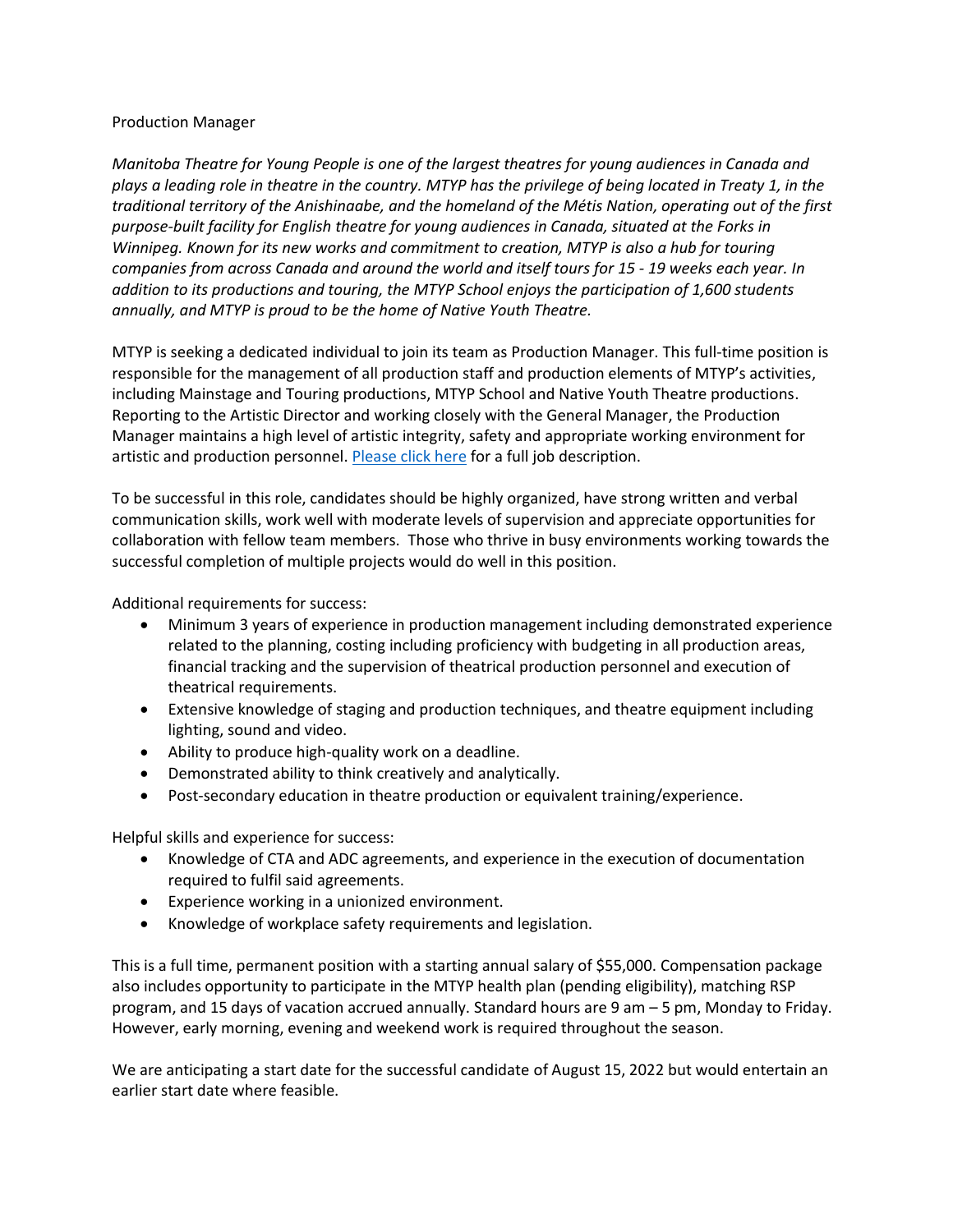# Production Manager

*Manitoba Theatre for Young People is one of the largest theatres for young audiences in Canada and plays a leading role in theatre in the country. MTYP has the privilege of being located in Treaty 1, in the traditional territory of the Anishinaabe, and the homeland of the Métis Nation, operating out of the first purpose-built facility for English theatre for young audiences in Canada, situated at the Forks in Winnipeg. Known for its new works and commitment to creation, MTYP is also a hub for touring companies from across Canada and around the world and itself tours for 15 - 19 weeks each year. In addition to its productions and touring, the MTYP School enjoys the participation of 1,600 students annually, and MTYP is proud to be the home of Native Youth Theatre.*

MTYP is seeking a dedicated individual to join its team as Production Manager. This full-time position is responsible for the management of all production staff and production elements of MTYP's activities, including Mainstage and Touring productions, MTYP School and Native Youth Theatre productions. Reporting to the Artistic Director and working closely with the General Manager, the Production Manager maintains a high level of artistic integrity, safety and appropriate working environment for artistic and production personnel. Please click here for a full job description.

To be successful in this role, candidates should be highly organized, have strong written and verbal communication skills, work well with moderate levels of supervision and appreciate opportunities for collaboration with fellow team members. Those who thrive in busy environments working towards the successful completion of multiple projects would do well in this position.

Additional requirements for success:

- Minimum 3 years of experience in production management including demonstrated experience related to the planning, costing including proficiency with budgeting in all production areas, financial tracking and the supervision of theatrical production personnel and execution of theatrical requirements.
- Extensive knowledge of staging and production techniques, and theatre equipment including lighting, sound and video.
- Ability to produce high-quality work on a deadline.
- Demonstrated ability to think creatively and analytically.
- Post-secondary education in theatre production or equivalent training/experience.

Helpful skills and experience for success:

- Knowledge of CTA and ADC agreements, and experience in the execution of documentation required to fulfil said agreements.
- Experience working in a unionized environment.
- Knowledge of workplace safety requirements and legislation.

This is a full time, permanent position with a starting annual salary of $55,000. Compensation package also includes opportunity to participate in the MTYP health plan (pending eligibility), matching RSP program, and 15 days of vacation accrued annually. Standard hours are 9 am – 5 pm, Monday to Friday. However, early morning, evening and weekend work is required throughout the season.

We are anticipating a start date for the successful candidate of August 15, 2022 but would entertain an earlier start date where feasible.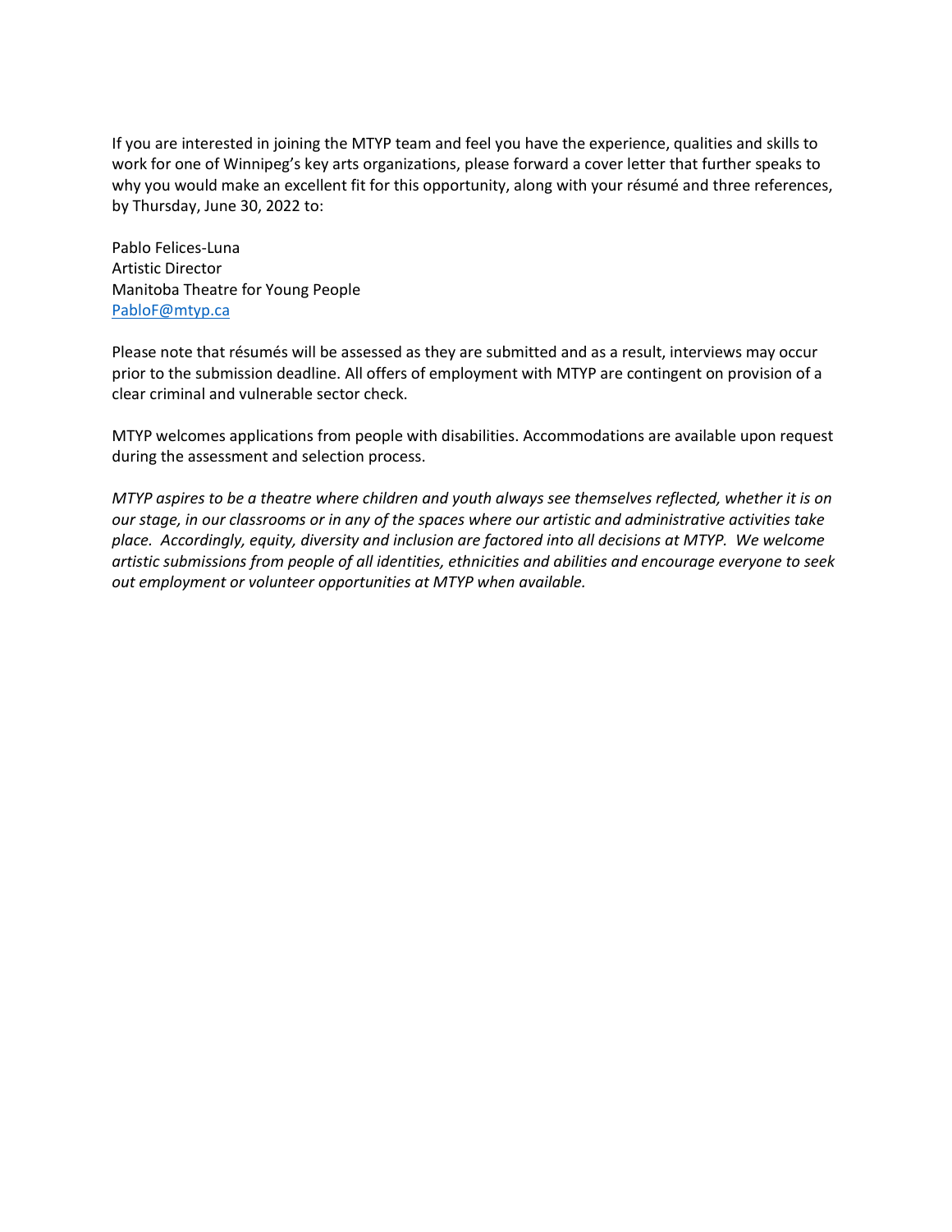If you are interested in joining the MTYP team and feel you have the experience, qualities and skills to work for one of Winnipeg's key arts organizations, please forward a cover letter that further speaks to why you would make an excellent fit for this opportunity, along with your résumé and three references, by Thursday, June 30, 2022 to:

Pablo Felices-Luna
Artistic Director
Manitoba Theatre for Young People
PabloF@mtyp.ca

Please note that résumés will be assessed as they are submitted and as a result, interviews may occur prior to the submission deadline. All offers of employment with MTYP are contingent on provision of a clear criminal and vulnerable sector check.

MTYP welcomes applications from people with disabilities. Accommodations are available upon request during the assessment and selection process.

*MTYP aspires to be a theatre where children and youth always see themselves reflected, whether it is on our stage, in our classrooms or in any of the spaces where our artistic and administrative activities take place. Accordingly, equity, diversity and inclusion are factored into all decisions at MTYP. We welcome artistic submissions from people of all identities, ethnicities and abilities and encourage everyone to seek out employment or volunteer opportunities at MTYP when available.*